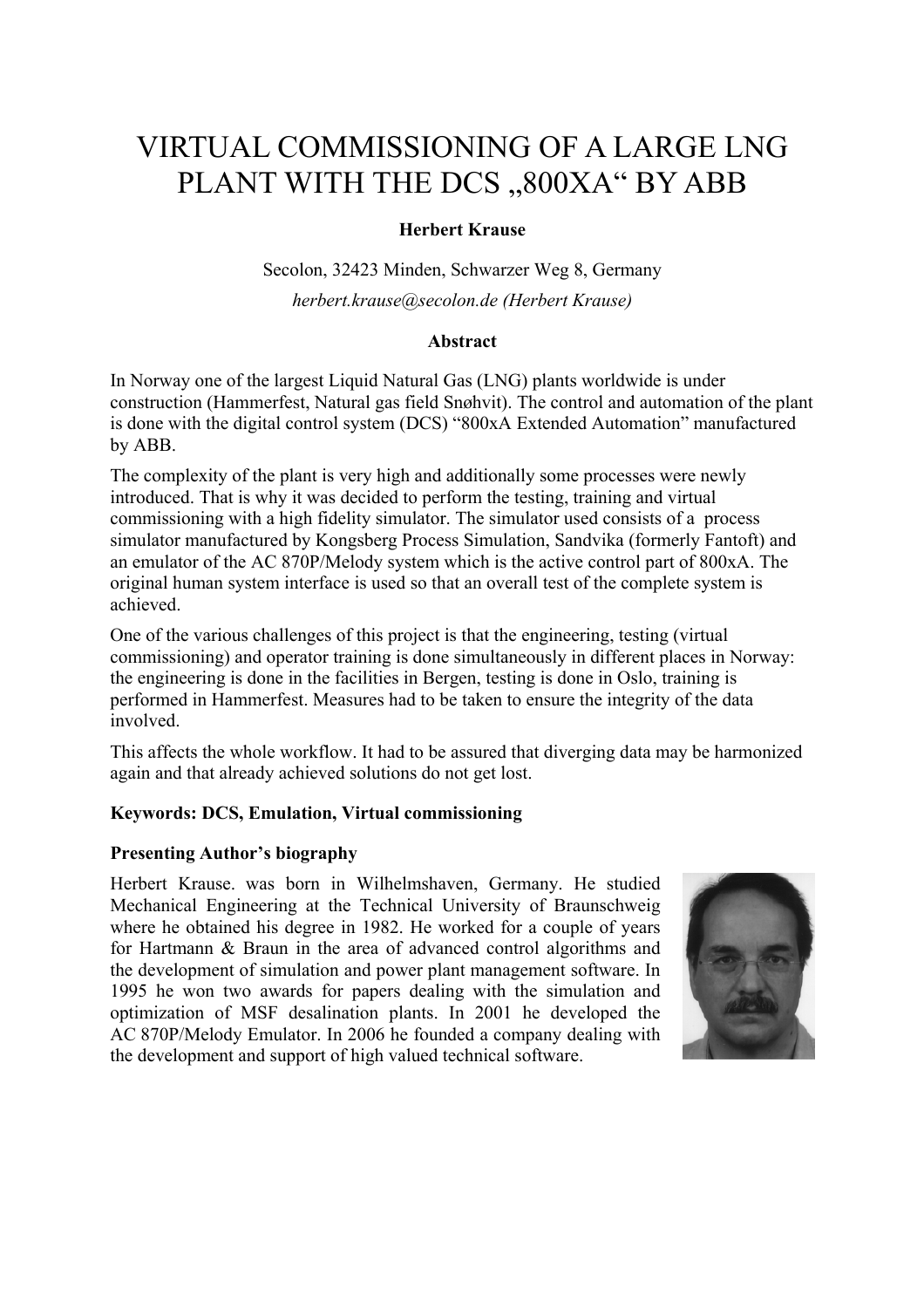# VIRTUAL COMMISSIONING OF A LARGE LNG PLANT WITH THE DCS „800XA“ BY ABB

**Herbert Krause**

Secolon, 32423 Minden, Schwarzer Weg 8, Germany

*herbert.krause@secolon.de (Herbert Krause)*

## Abstract

In Norway one of the largest Liquid Natural Gas (LNG) plants worldwide is under construction (Hammerfest, Natural gas field Snøhvit). The control and automation of the plant is done with the digital control system (DCS) “800xA Extended Automation” manufactured by ABB.

The complexity of the plant is very high and additionally some processes were newly introduced. That is why it was decided to perform the testing, training and virtual commissioning with a high fidelity simulator. The simulator used consists of a process simulator manufactured by Kongsberg Process Simulation, Sandvika (formerly Fantoft) and an emulator of the AC 870P/Melody system which is the active control part of 800xA. The original human system interface is used so that an overall test of the complete system is achieved.

One of the various challenges of this project is that the engineering, testing (virtual commissioning) and operator training is done simultaneously in different places in Norway: the engineering is done in the facilities in Bergen, testing is done in Oslo, training is performed in Hammerfest. Measures had to be taken to ensure the integrity of the data involved.

This affects the whole workflow. It had to be assured that diverging data may be harmonized again and that already achieved solutions do not get lost.

**Keywords: DCS, Emulation, Virtual commissioning**

## Presenting Author’s biography

Herbert Krause. was born in Wilhelmshaven, Germany. He studied Mechanical Engineering at the Technical University of Braunschweig where he obtained his degree in 1982. He worked for a couple of years for Hartmann & Braun in the area of advanced control algorithms and the development of simulation and power plant management software. In 1995 he won two awards for papers dealing with the simulation and optimization of MSF desalination plants. In 2001 he developed the AC 870P/Melody Emulator. In 2006 he founded a company dealing with the development and support of high valued technical software.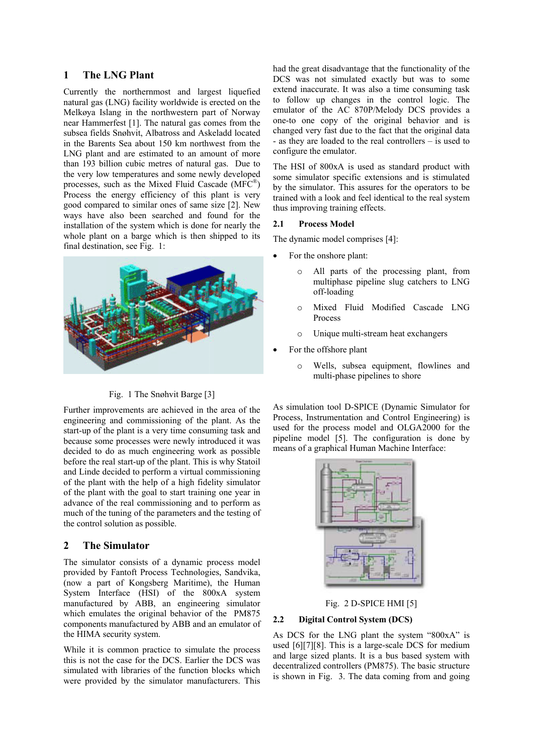## 1 The LNG Plant

Currently the northernmost and largest liquefied natural gas (LNG) facility worldwide is erected on the Melkøya Islang in the northwestern part of Norway near Hammerfest [1]. The natural gas comes from the subsea fields Snøhvit, Albatross and Askeladd located in the Barents Sea about 150 km northwest from the LNG plant and are estimated to an amount of more than 193 billion cubic metres of natural gas. Due to the very low temperatures and some newly developed processes, such as the Mixed Fluid Cascade (MFC®) Process the energy efficiency of this plant is very good compared to similar ones of same size [2]. New ways have also been searched and found for the installation of the system which is done for nearly the whole plant on a barge which is then shipped to its final destination, see Fig. 1:

Fig. 1 The Snøhvit Barge [3]

Further improvements are achieved in the area of the engineering and commissioning of the plant. As the start-up of the plant is a very time consuming task and because some processes were newly introduced it was decided to do as much engineering work as possible before the real start-up of the plant. This is why Statoil and Linde decided to perform a virtual commissioning of the plant with the help of a high fidelity simulator of the plant with the goal to start training one year in advance of the real commissioning and to perform as much of the tuning of the parameters and the testing of the control solution as possible.

## 2 The Simulator

The simulator consists of a dynamic process model provided by Fantoft Process Technologies, Sandvika, (now a part of Kongsberg Maritime), the Human System Interface (HSI) of the 800xA system manufactured by ABB, an engineering simulator which emulates the original behavior of the PM875 components manufactured by ABB and an emulator of the HIMA security system.

While it is common practice to simulate the process this is not the case for the DCS. Earlier the DCS was simulated with libraries of the function blocks which were provided by the simulator manufacturers. This had the great disadvantage that the functionality of the DCS was not simulated exactly but was to some extend inaccurate. It was also a time consuming task to follow up changes in the control logic. The emulator of the AC 870P/Melody DCS provides a one-to one copy of the original behavior and is changed very fast due to the fact that the original data - as they are loaded to the real controllers – is used to configure the emulator.

The HSI of 800xA is used as standard product with some simulator specific extensions and is stimulated by the simulator. This assures for the operators to be trained with a look and feel identical to the real system thus improving training effects.

### 2.1 Process Model

The dynamic model comprises [4]:

- For the onshore plant:
  - All parts of the processing plant, from multiphase pipeline slug catchers to LNG off-loading
  - Mixed Fluid Modified Cascade LNG Process
  - Unique multi-stream heat exchangers
- For the offshore plant
  - Wells, subsea equipment, flowlines and multi-phase pipelines to shore

As simulation tool D-SPICE (Dynamic Simulator for Process, Instrumentation and Control Engineering) is used for the process model and OLGA2000 for the pipeline model [5]. The configuration is done by means of a graphical Human Machine Interface:

Fig. 2 D-SPICE HMI [5]

### 2.2 Digital Control System (DCS)

As DCS for the LNG plant the system "800xA" is used [6][7][8]. This is a large-scale DCS for medium and large sized plants. It is a bus based system with decentralized controllers (PM875). The basic structure is shown in Fig. 3. The data coming from and going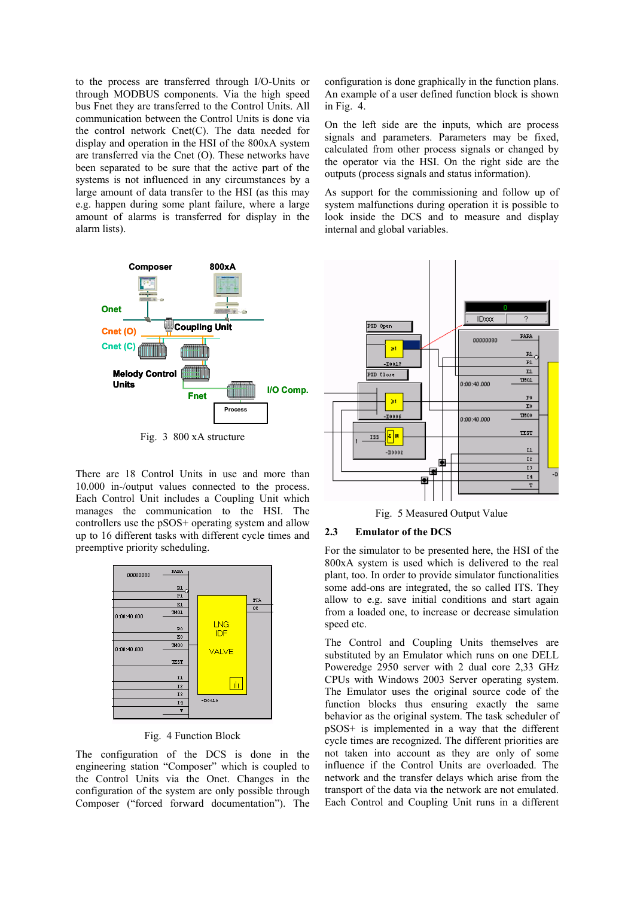to the process are transferred through I/O-Units or through MODBUS components. Via the high speed bus Fnet they are transferred to the Control Units. All communication between the Control Units is done via the control network Cnet(C). The data needed for display and operation in the HSI of the 800xA system are transferred via the Cnet (O). These networks have been separated to be sure that the active part of the systems is not influenced in any circumstances by a large amount of data transfer to the HSI (as this may e.g. happen during some plant failure, where a large amount of alarms is transferred for display in the alarm lists).

Fig. 3 800 xA structure

There are 18 Control Units in use and more than 10.000 in-/output values connected to the process. Each Control Unit includes a Coupling Unit which manages the communication to the HSI. The controllers use the pSOS+ operating system and allow up to 16 different tasks with different cycle times and preemptive priority scheduling.

Fig. 4 Function Block

The configuration of the DCS is done in the engineering station "Composer" which is coupled to the Control Units via the Onet. Changes in the configuration of the system are only possible through Composer ("forced forward documentation"). The configuration is done graphically in the function plans. An example of a user defined function block is shown in Fig. 4.

On the left side are the inputs, which are process signals and parameters. Parameters may be fixed, calculated from other process signals or changed by the operator via the HSI. On the right side are the outputs (process signals and status information).

As support for the commissioning and follow up of system malfunctions during operation it is possible to look inside the DCS and to measure and display internal and global variables.

Fig. 5 Measured Output Value

## 2.3 Emulator of the DCS

For the simulator to be presented here, the HSI of the 800xA system is used which is delivered to the real plant, too. In order to provide simulator functionalities some add-ons are integrated, the so called ITS. They allow to e.g. save initial conditions and start again from a loaded one, to increase or decrease simulation speed etc.

The Control and Coupling Units themselves are substituted by an Emulator which runs on one DELL Poweredge 2950 server with 2 dual core 2,33 GHz CPUs with Windows 2003 Server operating system. The Emulator uses the original source code of the function blocks thus ensuring exactly the same behavior as the original system. The task scheduler of pSOS+ is implemented in a way that the different cycle times are recognized. The different priorities are not taken into account as they are only of some influence if the Control Units are overloaded. The network and the transfer delays which arise from the transport of the data via the network are not emulated. Each Control and Coupling Unit runs in a different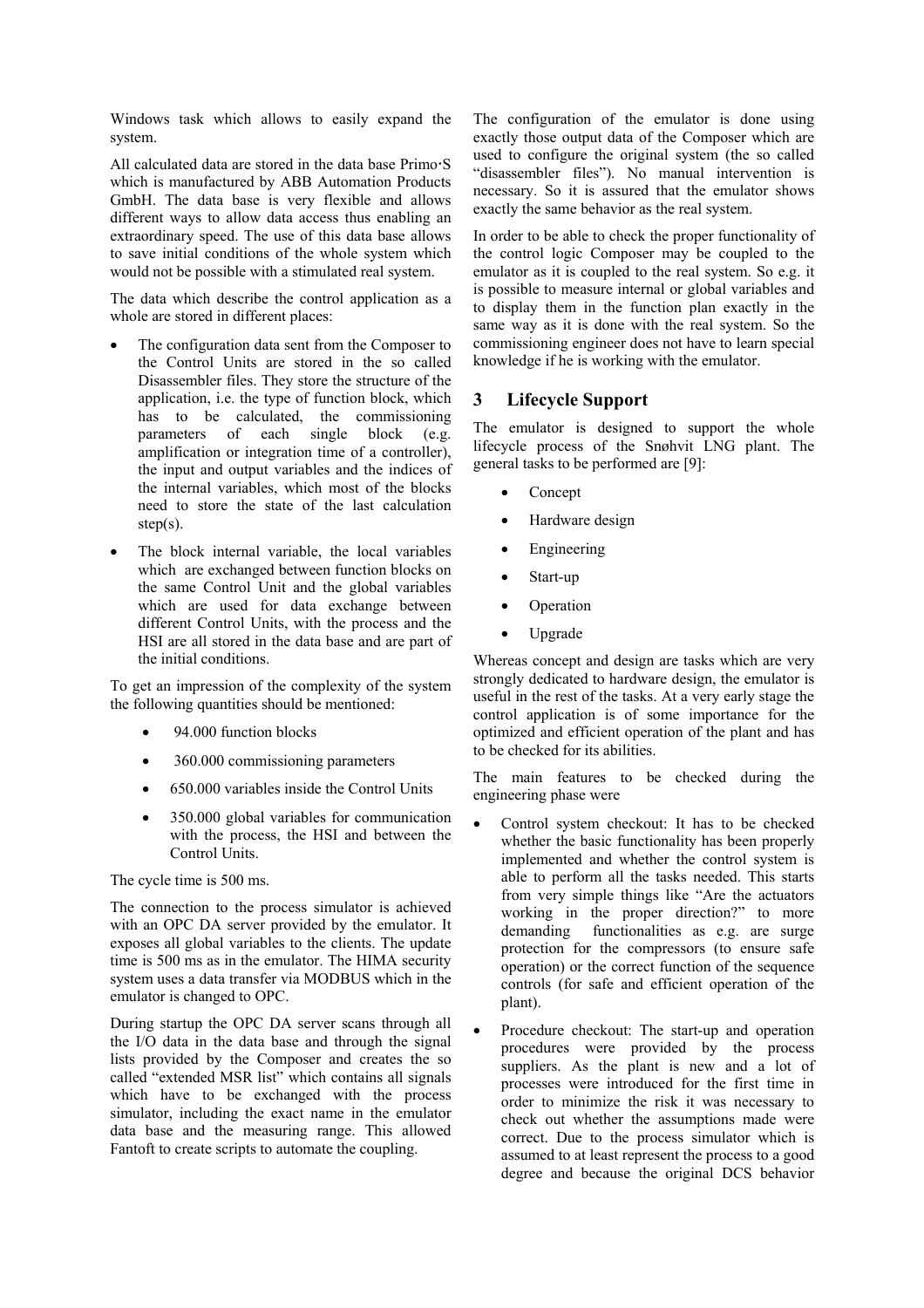Windows task which allows to easily expand the system.

All calculated data are stored in the data base Primo‧S which is manufactured by ABB Automation Products GmbH. The data base is very flexible and allows different ways to allow data access thus enabling an extraordinary speed. The use of this data base allows to save initial conditions of the whole system which would not be possible with a stimulated real system.

The data which describe the control application as a whole are stored in different places:

- The configuration data sent from the Composer to the Control Units are stored in the so called Disassembler files. They store the structure of the application, i.e. the type of function block, which has to be calculated, the commissioning parameters of each single block (e.g. amplification or integration time of a controller), the input and output variables and the indices of the internal variables, which most of the blocks need to store the state of the last calculation step(s).
- The block internal variable, the local variables which are exchanged between function blocks on the same Control Unit and the global variables which are used for data exchange between different Control Units, with the process and the HSI are all stored in the data base and are part of the initial conditions.

To get an impression of the complexity of the system the following quantities should be mentioned:

- 94.000 function blocks
- 360.000 commissioning parameters
- 650.000 variables inside the Control Units
- 350.000 global variables for communication with the process, the HSI and between the Control Units.

The cycle time is 500 ms.

The connection to the process simulator is achieved with an OPC DA server provided by the emulator. It exposes all global variables to the clients. The update time is 500 ms as in the emulator. The HIMA security system uses a data transfer via MODBUS which in the emulator is changed to OPC.

During startup the OPC DA server scans through all the I/O data in the data base and through the signal lists provided by the Composer and creates the so called "extended MSR list" which contains all signals which have to be exchanged with the process simulator, including the exact name in the emulator data base and the measuring range. This allowed Fantoft to create scripts to automate the coupling.

The configuration of the emulator is done using exactly those output data of the Composer which are used to configure the original system (the so called "disassembler files"). No manual intervention is necessary. So it is assured that the emulator shows exactly the same behavior as the real system.

In order to be able to check the proper functionality of the control logic Composer may be coupled to the emulator as it is coupled to the real system. So e.g. it is possible to measure internal or global variables and to display them in the function plan exactly in the same way as it is done with the real system. So the commissioning engineer does not have to learn special knowledge if he is working with the emulator.

## 3 Lifecycle Support

The emulator is designed to support the whole lifecycle process of the Snøhvit LNG plant. The general tasks to be performed are [9]:

- Concept
- Hardware design
- Engineering
- Start-up
- Operation
- Upgrade

Whereas concept and design are tasks which are very strongly dedicated to hardware design, the emulator is useful in the rest of the tasks. At a very early stage the control application is of some importance for the optimized and efficient operation of the plant and has to be checked for its abilities.

The main features to be checked during the engineering phase were

- Control system checkout: It has to be checked whether the basic functionality has been properly implemented and whether the control system is able to perform all the tasks needed. This starts from very simple things like "Are the actuators working in the proper direction?" to more demanding functionalities as e.g. are surge protection for the compressors (to ensure safe operation) or the correct function of the sequence controls (for safe and efficient operation of the plant).
- Procedure checkout: The start-up and operation procedures were provided by the process suppliers. As the plant is new and a lot of processes were introduced for the first time in order to minimize the risk it was necessary to check out whether the assumptions made were correct. Due to the process simulator which is assumed to at least represent the process to a good degree and because the original DCS behavior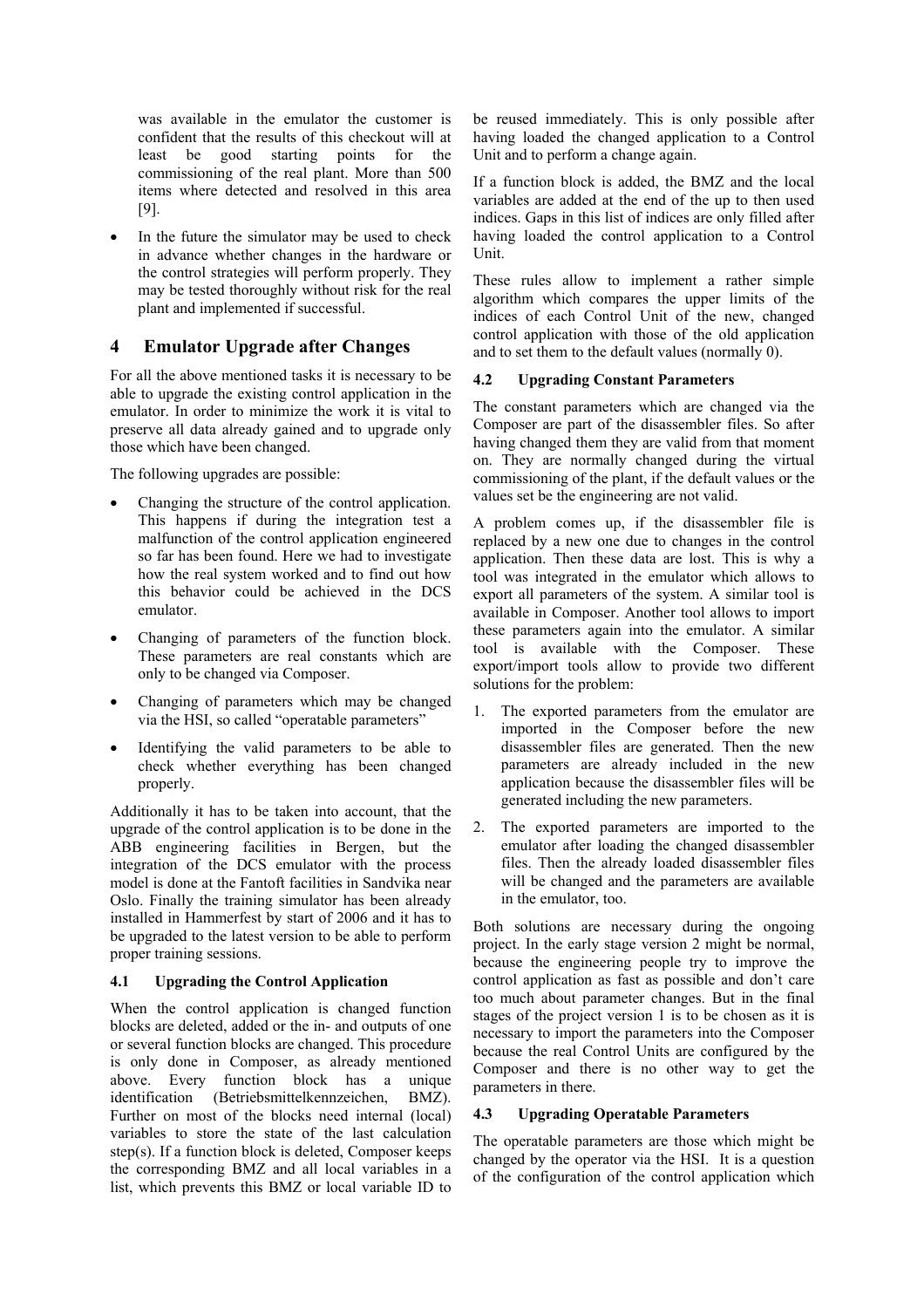was available in the emulator the customer is confident that the results of this checkout will at least be good starting points for the commissioning of the real plant. More than 500 items where detected and resolved in this area [9].

- In the future the simulator may be used to check in advance whether changes in the hardware or the control strategies will perform properly. They may be tested thoroughly without risk for the real plant and implemented if successful.

# 4 Emulator Upgrade after Changes

For all the above mentioned tasks it is necessary to be able to upgrade the existing control application in the emulator. In order to minimize the work it is vital to preserve all data already gained and to upgrade only those which have been changed.

The following upgrades are possible:

- Changing the structure of the control application. This happens if during the integration test a malfunction of the control application engineered so far has been found. Here we had to investigate how the real system worked and to find out how this behavior could be achieved in the DCS emulator.
- Changing of parameters of the function block. These parameters are real constants which are only to be changed via Composer.
- Changing of parameters which may be changed via the HSI, so called "operatable parameters"
- Identifying the valid parameters to be able to check whether everything has been changed properly.

Additionally it has to be taken into account, that the upgrade of the control application is to be done in the ABB engineering facilities in Bergen, but the integration of the DCS emulator with the process model is done at the Fantoft facilities in Sandvika near Oslo. Finally the training simulator has been already installed in Hammerfest by start of 2006 and it has to be upgraded to the latest version to be able to perform proper training sessions.

## 4.1 Upgrading the Control Application

When the control application is changed function blocks are deleted, added or the in- and outputs of one or several function blocks are changed. This procedure is only done in Composer, as already mentioned above. Every function block has a unique identification (Betriebsmittelkennzeichen, BMZ). Further on most of the blocks need internal (local) variables to store the state of the last calculation step(s). If a function block is deleted, Composer keeps the corresponding BMZ and all local variables in a list, which prevents this BMZ or local variable ID to be reused immediately. This is only possible after having loaded the changed application to a Control Unit and to perform a change again.

If a function block is added, the BMZ and the local variables are added at the end of the up to then used indices. Gaps in this list of indices are only filled after having loaded the control application to a Control Unit.

These rules allow to implement a rather simple algorithm which compares the upper limits of the indices of each Control Unit of the new, changed control application with those of the old application and to set them to the default values (normally 0).

## 4.2 Upgrading Constant Parameters

The constant parameters which are changed via the Composer are part of the disassembler files. So after having changed them they are valid from that moment on. They are normally changed during the virtual commissioning of the plant, if the default values or the values set be the engineering are not valid.

A problem comes up, if the disassembler file is replaced by a new one due to changes in the control application. Then these data are lost. This is why a tool was integrated in the emulator which allows to export all parameters of the system. A similar tool is available in Composer. Another tool allows to import these parameters again into the emulator. A similar tool is available with the Composer. These export/import tools allow to provide two different solutions for the problem:

1. The exported parameters from the emulator are imported in the Composer before the new disassembler files are generated. Then the new parameters are already included in the new application because the disassembler files will be generated including the new parameters.
2. The exported parameters are imported to the emulator after loading the changed disassembler files. Then the already loaded disassembler files will be changed and the parameters are available in the emulator, too.

Both solutions are necessary during the ongoing project. In the early stage version 2 might be normal, because the engineering people try to improve the control application as fast as possible and don't care too much about parameter changes. But in the final stages of the project version 1 is to be chosen as it is necessary to import the parameters into the Composer because the real Control Units are configured by the Composer and there is no other way to get the parameters in there.

## 4.3 Upgrading Operatable Parameters

The operatable parameters are those which might be changed by the operator via the HSI. It is a question of the configuration of the control application which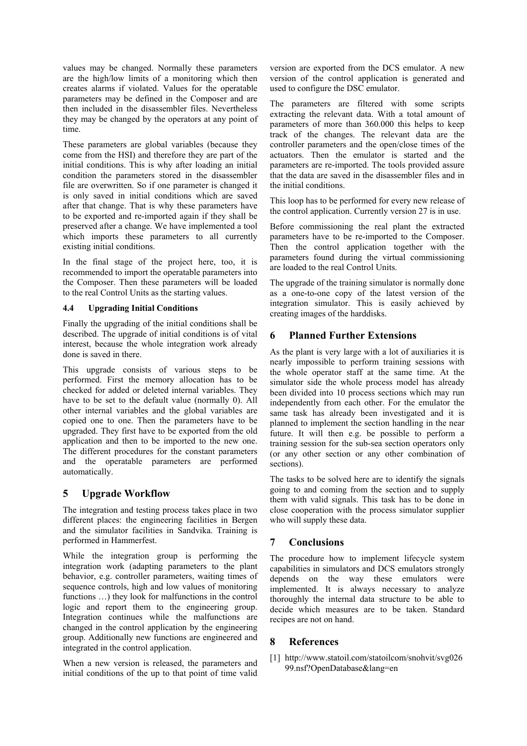values may be changed. Normally these parameters are the high/low limits of a monitoring which then creates alarms if violated. Values for the operatable parameters may be defined in the Composer and are then included in the disassembler files. Nevertheless they may be changed by the operators at any point of time.

These parameters are global variables (because they come from the HSI) and therefore they are part of the initial conditions. This is why after loading an initial condition the parameters stored in the disassembler file are overwritten. So if one parameter is changed it is only saved in initial conditions which are saved after that change. That is why these parameters have to be exported and re-imported again if they shall be preserved after a change. We have implemented a tool which imports these parameters to all currently existing initial conditions.

In the final stage of the project here, too, it is recommended to import the operatable parameters into the Composer. Then these parameters will be loaded to the real Control Units as the starting values.

### 4.4 Upgrading Initial Conditions

Finally the upgrading of the initial conditions shall be described. The upgrade of initial conditions is of vital interest, because the whole integration work already done is saved in there.

This upgrade consists of various steps to be performed. First the memory allocation has to be checked for added or deleted internal variables. They have to be set to the default value (normally 0). All other internal variables and the global variables are copied one to one. Then the parameters have to be upgraded. They first have to be exported from the old application and then to be imported to the new one. The different procedures for the constant parameters and the operatable parameters are performed automatically.

## 5 Upgrade Workflow

The integration and testing process takes place in two different places: the engineering facilities in Bergen and the simulator facilities in Sandvika. Training is performed in Hammerfest.

While the integration group is performing the integration work (adapting parameters to the plant behavior, e.g. controller parameters, waiting times of sequence controls, high and low values of monitoring functions …) they look for malfunctions in the control logic and report them to the engineering group. Integration continues while the malfunctions are changed in the control application by the engineering group. Additionally new functions are engineered and integrated in the control application.

When a new version is released, the parameters and initial conditions of the up to that point of time valid version are exported from the DCS emulator. A new version of the control application is generated and used to configure the DSC emulator.

The parameters are filtered with some scripts extracting the relevant data. With a total amount of parameters of more than 360.000 this helps to keep track of the changes. The relevant data are the controller parameters and the open/close times of the actuators. Then the emulator is started and the parameters are re-imported. The tools provided assure that the data are saved in the disassembler files and in the initial conditions.

This loop has to be performed for every new release of the control application. Currently version 27 is in use.

Before commissioning the real plant the extracted parameters have to be re-imported to the Composer. Then the control application together with the parameters found during the virtual commissioning are loaded to the real Control Units.

The upgrade of the training simulator is normally done as a one-to-one copy of the latest version of the integration simulator. This is easily achieved by creating images of the harddisks.

## 6 Planned Further Extensions

As the plant is very large with a lot of auxiliaries it is nearly impossible to perform training sessions with the whole operator staff at the same time. At the simulator side the whole process model has already been divided into 10 process sections which may run independently from each other. For the emulator the same task has already been investigated and it is planned to implement the section handling in the near future. It will then e.g. be possible to perform a training session for the sub-sea section operators only (or any other section or any other combination of sections).

The tasks to be solved here are to identify the signals going to and coming from the section and to supply them with valid signals. This task has to be done in close cooperation with the process simulator supplier who will supply these data.

## 7 Conclusions

The procedure how to implement lifecycle system capabilities in simulators and DCS emulators strongly depends on the way these emulators were implemented. It is always necessary to analyze thoroughly the internal data structure to be able to decide which measures are to be taken. Standard recipes are not on hand.

## 8 References

[1] http://www.statoil.com/statoilcom/snohvit/svg02699.nsf?OpenDatabase&lang=en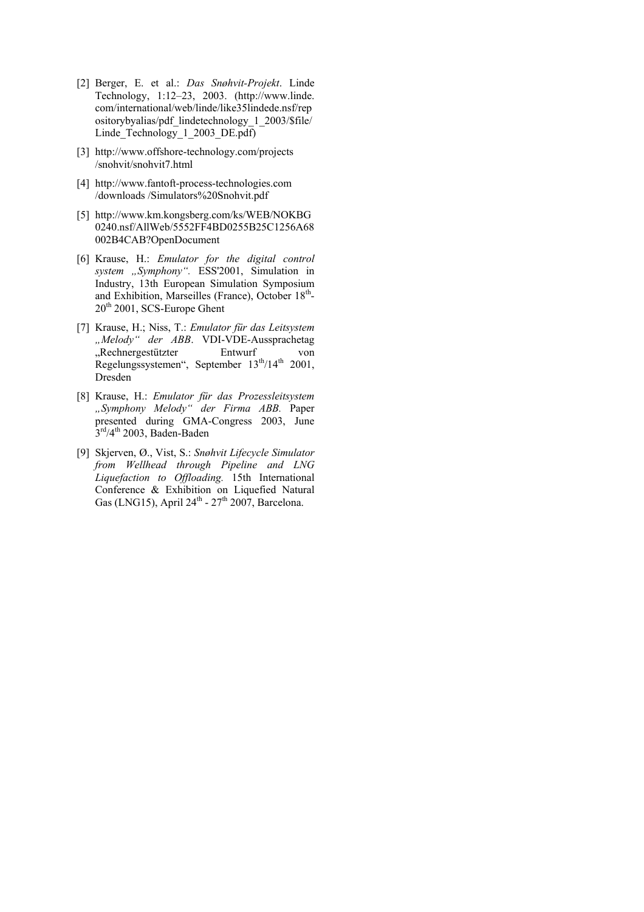[2] Berger, E. et al.: *Das Snøhvit-Projekt*. Linde Technology, 1:12–23, 2003. (http://www.linde.com/international/web/linde/like35lindede.nsf/repositorybyalias/pdf_lindetechnology_1_2003/$file/Linde_Technology_1_2003_DE.pdf)

[3] http://www.offshore-technology.com/projects/snohvit/snohvit7.html

[4] http://www.fantoft-process-technologies.com/downloads /Simulators%20Snohvit.pdf

[5] http://www.km.kongsberg.com/ks/WEB/NOKBG0240.nsf/AllWeb/5552FF4BD0255B25C1256A68002B4CAB?OpenDocument

[6] Krause, H.: *Emulator for the digital control system „Symphony“.* ESS'2001, Simulation in Industry, 13th European Simulation Symposium and Exhibition, Marseilles (France), October 18th-20th 2001, SCS-Europe Ghent

[7] Krause, H.; Niss, T.: *Emulator für das Leitsystem „Melody“ der ABB*. VDI-VDE-Aussprachetag „Rechnergestützter Entwurf von Regelungssystemen“, September 13th/14th 2001, Dresden

[8] Krause, H.: *Emulator für das Prozessleitsystem „Symphony Melody“ der Firma ABB.* Paper presented during GMA-Congress 2003, June 3rd/4th 2003, Baden-Baden

[9] Skjerven, Ø., Vist, S.: *Snøhvit Lifecycle Simulator from Wellhead through Pipeline and LNG Liquefaction to Offloading.* 15th International Conference & Exhibition on Liquefied Natural Gas (LNG15), April 24th - 27th 2007, Barcelona.